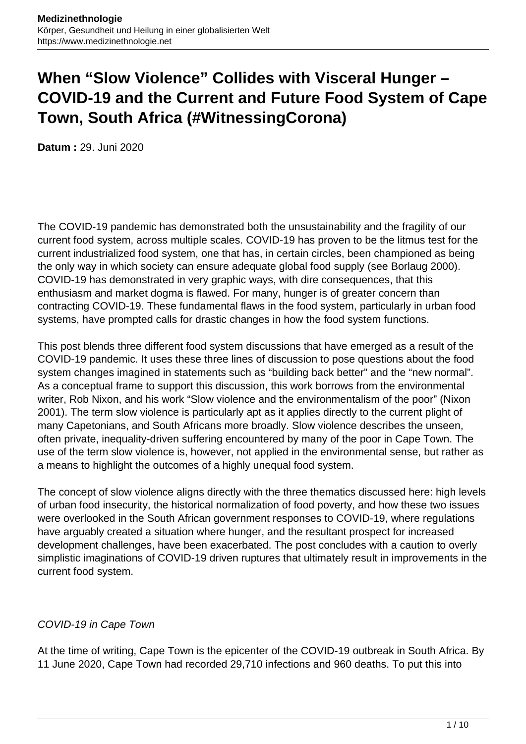# When "Slow Violence" Collides with Visceral Hunger – COVID-19 and the Current and Future Food System of Cape Town, South Africa (#WitnessingCorona)

**Datum :** 29. Juni 2020

The COVID-19 pandemic has demonstrated both the unsustainability and the fragility of our current food system, across multiple scales. COVID-19 has proven to be the litmus test for the current industrialized food system, one that has, in certain circles, been championed as being the only way in which society can ensure adequate global food supply (see Borlaug 2000). COVID-19 has demonstrated in very graphic ways, with dire consequences, that this enthusiasm and market dogma is flawed. For many, hunger is of greater concern than contracting COVID-19. These fundamental flaws in the food system, particularly in urban food systems, have prompted calls for drastic changes in how the food system functions.

This post blends three different food system discussions that have emerged as a result of the COVID-19 pandemic. It uses these three lines of discussion to pose questions about the food system changes imagined in statements such as "building back better" and the "new normal". As a conceptual frame to support this discussion, this work borrows from the environmental writer, Rob Nixon, and his work "Slow violence and the environmentalism of the poor" (Nixon 2001). The term slow violence is particularly apt as it applies directly to the current plight of many Capetonians, and South Africans more broadly. Slow violence describes the unseen, often private, inequality-driven suffering encountered by many of the poor in Cape Town. The use of the term slow violence is, however, not applied in the environmental sense, but rather as a means to highlight the outcomes of a highly unequal food system.

The concept of slow violence aligns directly with the three thematics discussed here: high levels of urban food insecurity, the historical normalization of food poverty, and how these two issues were overlooked in the South African government responses to COVID-19, where regulations have arguably created a situation where hunger, and the resultant prospect for increased development challenges, have been exacerbated. The post concludes with a caution to overly simplistic imaginations of COVID-19 driven ruptures that ultimately result in improvements in the current food system.

*COVID-19 in Cape Town*

At the time of writing, Cape Town is the epicenter of the COVID-19 outbreak in South Africa. By 11 June 2020, Cape Town had recorded 29,710 infections and 960 deaths. To put this into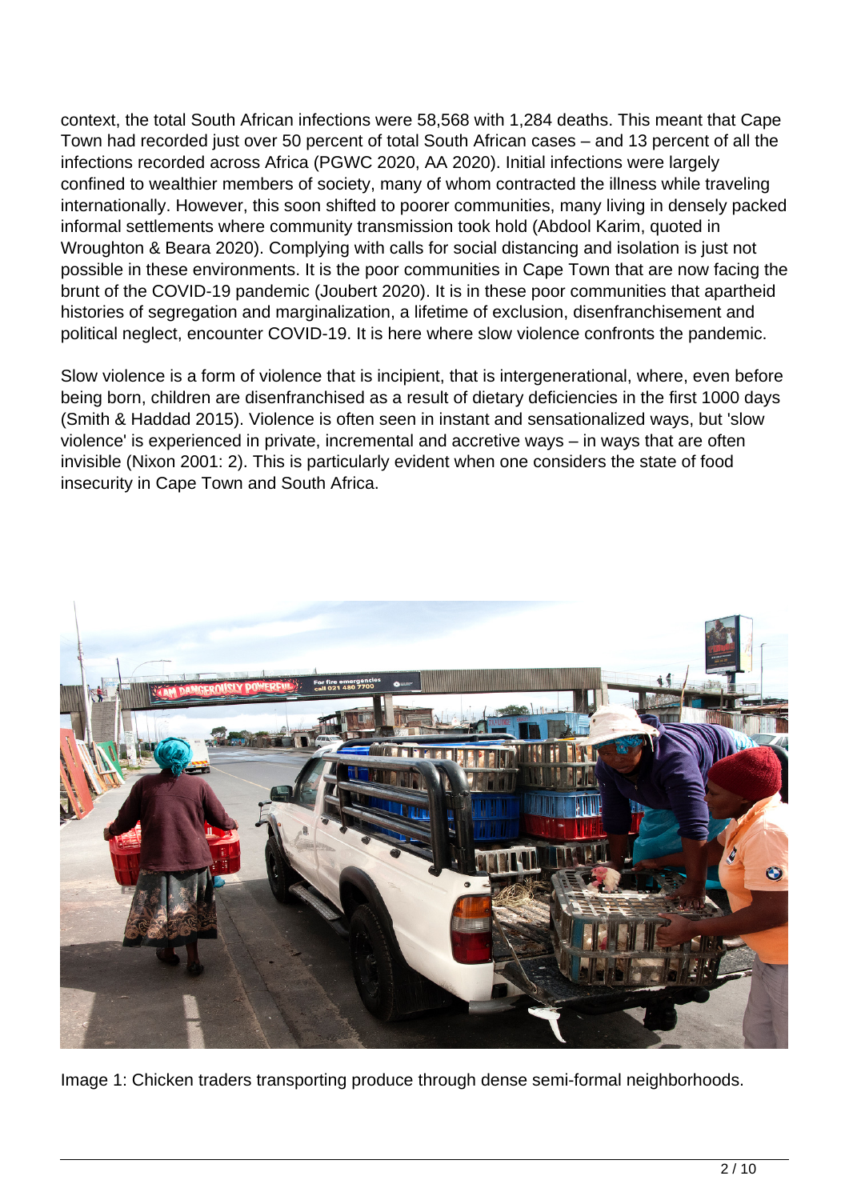context, the total South African infections were 58,568 with 1,284 deaths. This meant that Cape Town had recorded just over 50 percent of total South African cases – and 13 percent of all the infections recorded across Africa (PGWC 2020, AA 2020). Initial infections were largely confined to wealthier members of society, many of whom contracted the illness while traveling internationally. However, this soon shifted to poorer communities, many living in densely packed informal settlements where community transmission took hold (Abdool Karim, quoted in Wroughton & Beara 2020). Complying with calls for social distancing and isolation is just not possible in these environments. It is the poor communities in Cape Town that are now facing the brunt of the COVID-19 pandemic (Joubert 2020). It is in these poor communities that apartheid histories of segregation and marginalization, a lifetime of exclusion, disenfranchisement and political neglect, encounter COVID-19. It is here where slow violence confronts the pandemic.

Slow violence is a form of violence that is incipient, that is intergenerational, where, even before being born, children are disenfranchised as a result of dietary deficiencies in the first 1000 days (Smith & Haddad 2015). Violence is often seen in instant and sensationalized ways, but 'slow violence' is experienced in private, incremental and accretive ways – in ways that are often invisible (Nixon 2001: 2). This is particularly evident when one considers the state of food insecurity in Cape Town and South Africa.

Image 1: Chicken traders transporting produce through dense semi-formal neighborhoods.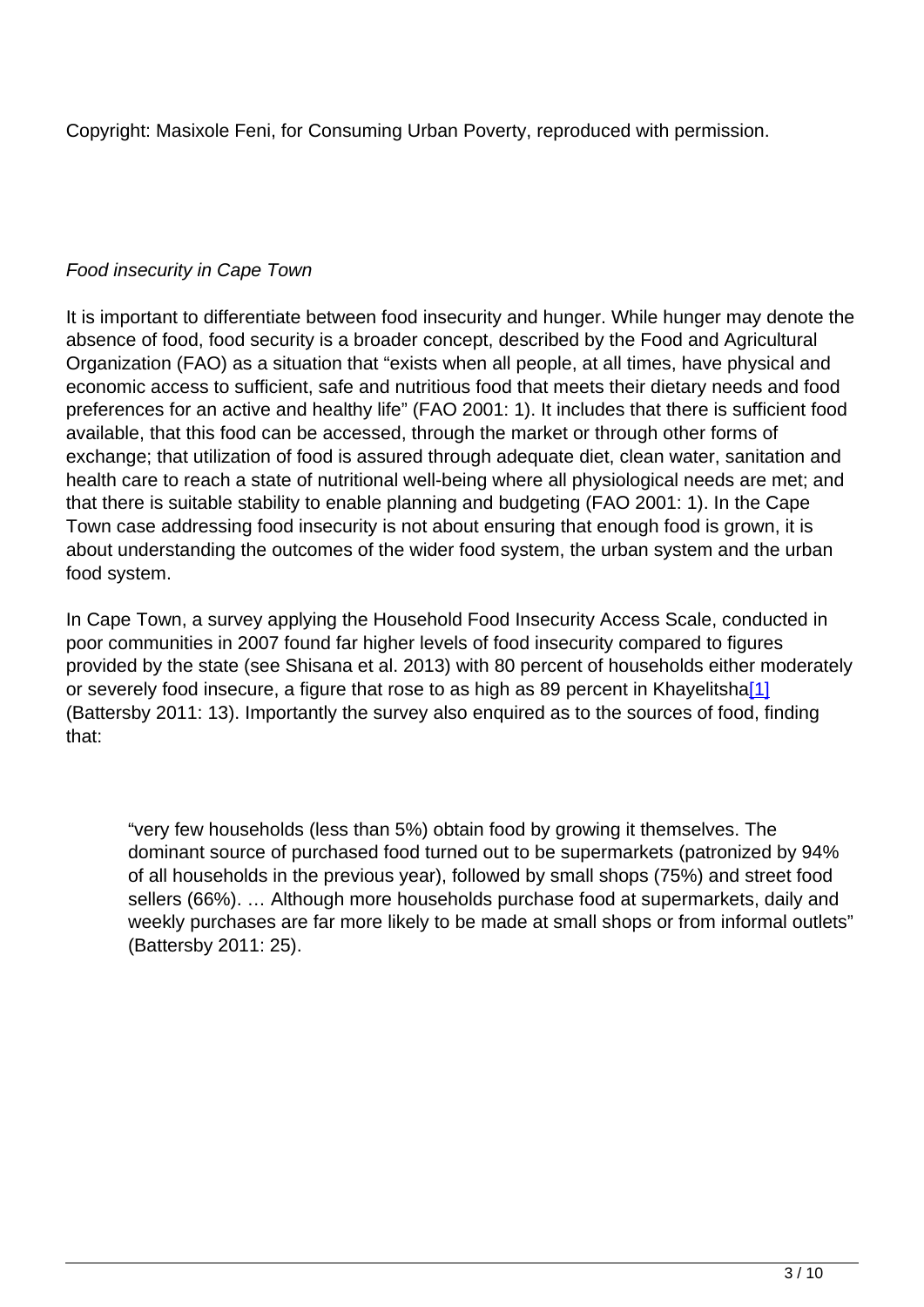Copyright: Masixole Feni, for Consuming Urban Poverty, reproduced with permission.

*Food insecurity in Cape Town*

It is important to differentiate between food insecurity and hunger. While hunger may denote the absence of food, food security is a broader concept, described by the Food and Agricultural Organization (FAO) as a situation that "exists when all people, at all times, have physical and economic access to sufficient, safe and nutritious food that meets their dietary needs and food preferences for an active and healthy life" (FAO 2001: 1). It includes that there is sufficient food available, that this food can be accessed, through the market or through other forms of exchange; that utilization of food is assured through adequate diet, clean water, sanitation and health care to reach a state of nutritional well-being where all physiological needs are met; and that there is suitable stability to enable planning and budgeting (FAO 2001: 1). In the Cape Town case addressing food insecurity is not about ensuring that enough food is grown, it is about understanding the outcomes of the wider food system, the urban system and the urban food system.

In Cape Town, a survey applying the Household Food Insecurity Access Scale, conducted in poor communities in 2007 found far higher levels of food insecurity compared to figures provided by the state (see Shisana et al. 2013) with 80 percent of households either moderately or severely food insecure, a figure that rose to as high as 89 percent in Khayelitsha[1] (Battersby 2011: 13). Importantly the survey also enquired as to the sources of food, finding that:

> "very few households (less than 5%) obtain food by growing it themselves. The dominant source of purchased food turned out to be supermarkets (patronized by 94% of all households in the previous year), followed by small shops (75%) and street food sellers (66%). … Although more households purchase food at supermarkets, daily and weekly purchases are far more likely to be made at small shops or from informal outlets" (Battersby 2011: 25).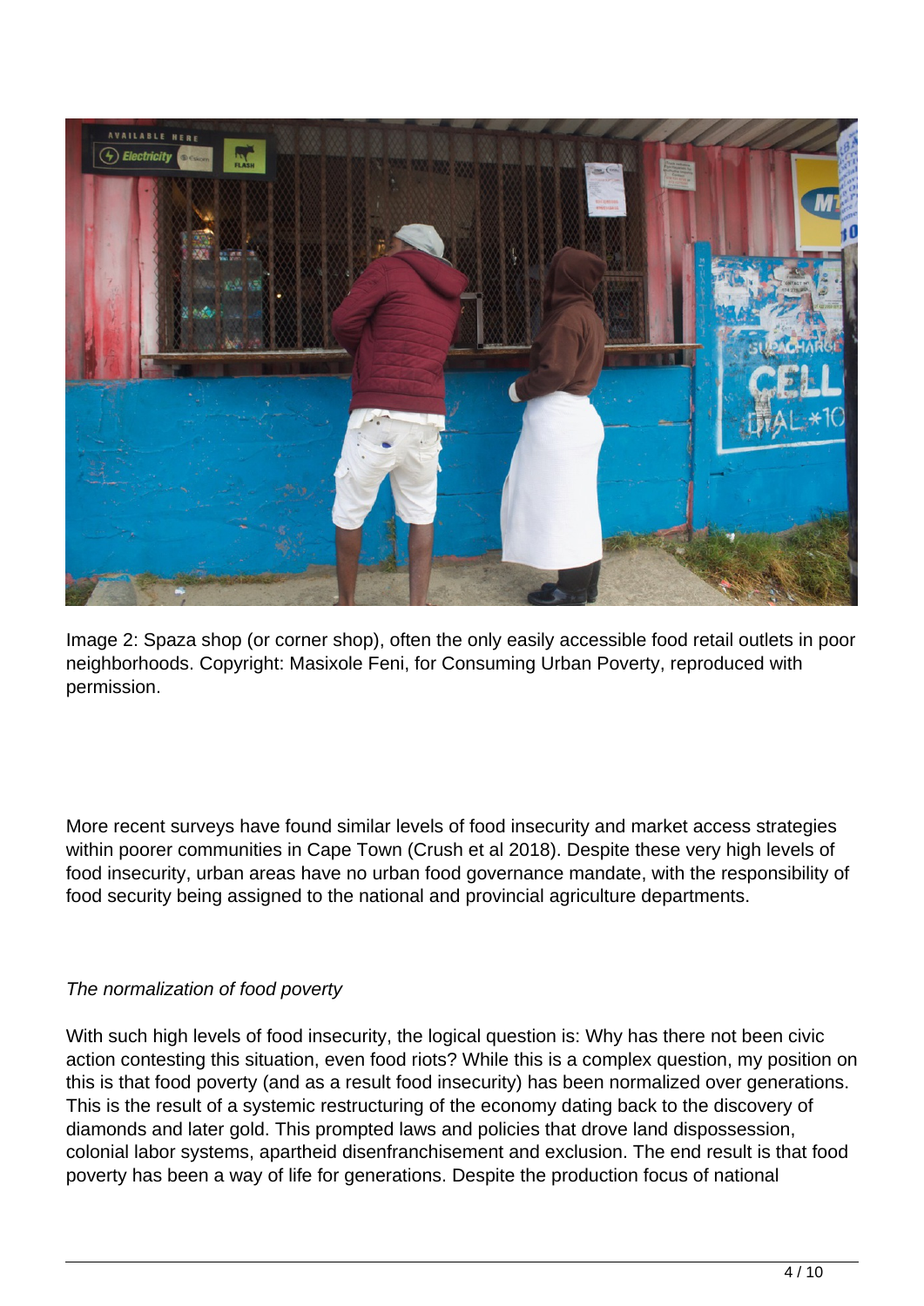Image 2: Spaza shop (or corner shop), often the only easily accessible food retail outlets in poor neighborhoods. Copyright: Masixole Feni, for Consuming Urban Poverty, reproduced with permission.

More recent surveys have found similar levels of food insecurity and market access strategies within poorer communities in Cape Town (Crush et al 2018). Despite these very high levels of food insecurity, urban areas have no urban food governance mandate, with the responsibility of food security being assigned to the national and provincial agriculture departments.

*The normalization of food poverty*

With such high levels of food insecurity, the logical question is: Why has there not been civic action contesting this situation, even food riots? While this is a complex question, my position on this is that food poverty (and as a result food insecurity) has been normalized over generations. This is the result of a systemic restructuring of the economy dating back to the discovery of diamonds and later gold. This prompted laws and policies that drove land dispossession, colonial labor systems, apartheid disenfranchisement and exclusion. The end result is that food poverty has been a way of life for generations. Despite the production focus of national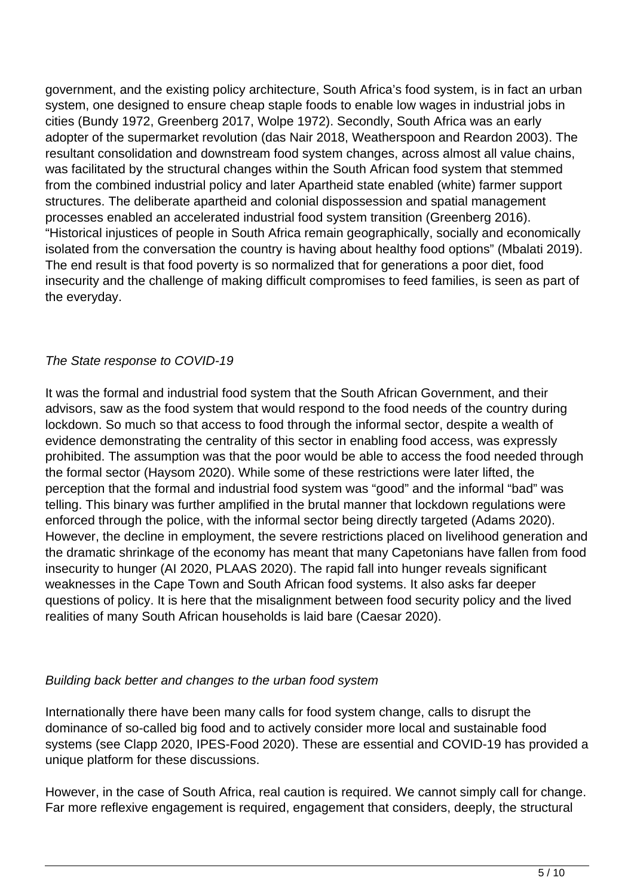government, and the existing policy architecture, South Africa's food system, is in fact an urban system, one designed to ensure cheap staple foods to enable low wages in industrial jobs in cities (Bundy 1972, Greenberg 2017, Wolpe 1972). Secondly, South Africa was an early adopter of the supermarket revolution (das Nair 2018, Weatherspoon and Reardon 2003). The resultant consolidation and downstream food system changes, across almost all value chains, was facilitated by the structural changes within the South African food system that stemmed from the combined industrial policy and later Apartheid state enabled (white) farmer support structures. The deliberate apartheid and colonial dispossession and spatial management processes enabled an accelerated industrial food system transition (Greenberg 2016). "Historical injustices of people in South Africa remain geographically, socially and economically isolated from the conversation the country is having about healthy food options" (Mbalati 2019). The end result is that food poverty is so normalized that for generations a poor diet, food insecurity and the challenge of making difficult compromises to feed families, is seen as part of the everyday.

*The State response to COVID-19*

It was the formal and industrial food system that the South African Government, and their advisors, saw as the food system that would respond to the food needs of the country during lockdown. So much so that access to food through the informal sector, despite a wealth of evidence demonstrating the centrality of this sector in enabling food access, was expressly prohibited. The assumption was that the poor would be able to access the food needed through the formal sector (Haysom 2020). While some of these restrictions were later lifted, the perception that the formal and industrial food system was "good" and the informal "bad" was telling. This binary was further amplified in the brutal manner that lockdown regulations were enforced through the police, with the informal sector being directly targeted (Adams 2020). However, the decline in employment, the severe restrictions placed on livelihood generation and the dramatic shrinkage of the economy has meant that many Capetonians have fallen from food insecurity to hunger (AI 2020, PLAAS 2020). The rapid fall into hunger reveals significant weaknesses in the Cape Town and South African food systems. It also asks far deeper questions of policy. It is here that the misalignment between food security policy and the lived realities of many South African households is laid bare (Caesar 2020).

*Building back better and changes to the urban food system*

Internationally there have been many calls for food system change, calls to disrupt the dominance of so-called big food and to actively consider more local and sustainable food systems (see Clapp 2020, IPES-Food 2020). These are essential and COVID-19 has provided a unique platform for these discussions.

However, in the case of South Africa, real caution is required. We cannot simply call for change. Far more reflexive engagement is required, engagement that considers, deeply, the structural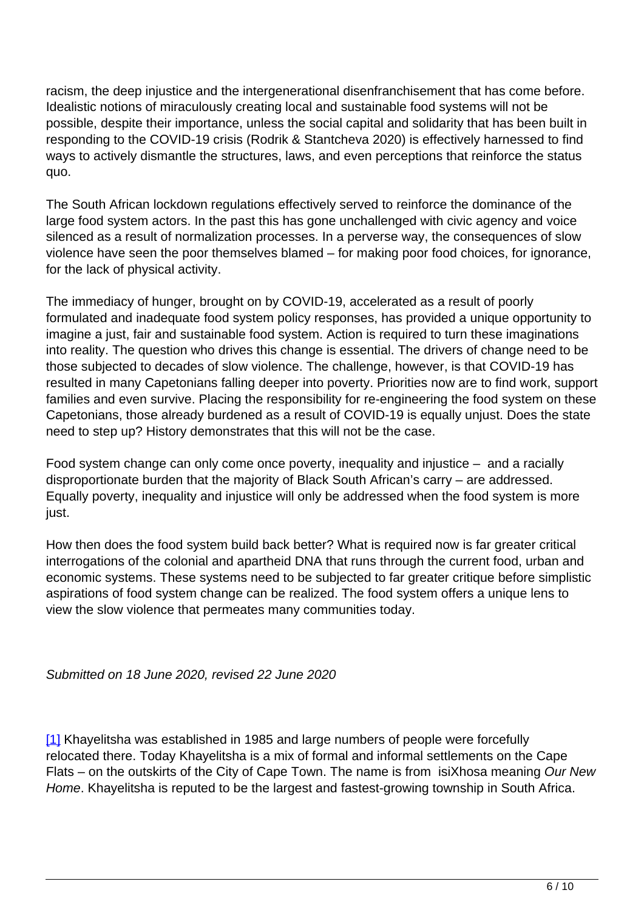racism, the deep injustice and the intergenerational disenfranchisement that has come before. Idealistic notions of miraculously creating local and sustainable food systems will not be possible, despite their importance, unless the social capital and solidarity that has been built in responding to the COVID-19 crisis (Rodrik & Stantcheva 2020) is effectively harnessed to find ways to actively dismantle the structures, laws, and even perceptions that reinforce the status quo.

The South African lockdown regulations effectively served to reinforce the dominance of the large food system actors. In the past this has gone unchallenged with civic agency and voice silenced as a result of normalization processes. In a perverse way, the consequences of slow violence have seen the poor themselves blamed – for making poor food choices, for ignorance, for the lack of physical activity.

The immediacy of hunger, brought on by COVID-19, accelerated as a result of poorly formulated and inadequate food system policy responses, has provided a unique opportunity to imagine a just, fair and sustainable food system. Action is required to turn these imaginations into reality. The question who drives this change is essential. The drivers of change need to be those subjected to decades of slow violence. The challenge, however, is that COVID-19 has resulted in many Capetonians falling deeper into poverty. Priorities now are to find work, support families and even survive. Placing the responsibility for re-engineering the food system on these Capetonians, those already burdened as a result of COVID-19 is equally unjust. Does the state need to step up? History demonstrates that this will not be the case.

Food system change can only come once poverty, inequality and injustice – and a racially disproportionate burden that the majority of Black South African's carry – are addressed. Equally poverty, inequality and injustice will only be addressed when the food system is more just.

How then does the food system build back better? What is required now is far greater critical interrogations of the colonial and apartheid DNA that runs through the current food, urban and economic systems. These systems need to be subjected to far greater critique before simplistic aspirations of food system change can be realized. The food system offers a unique lens to view the slow violence that permeates many communities today.

*Submitted on 18 June 2020, revised 22 June 2020*

[1] Khayelitsha was established in 1985 and large numbers of people were forcefully relocated there. Today Khayelitsha is a mix of formal and informal settlements on the Cape Flats – on the outskirts of the City of Cape Town. The name is from isiXhosa meaning *Our New Home*. Khayelitsha is reputed to be the largest and fastest-growing township in South Africa.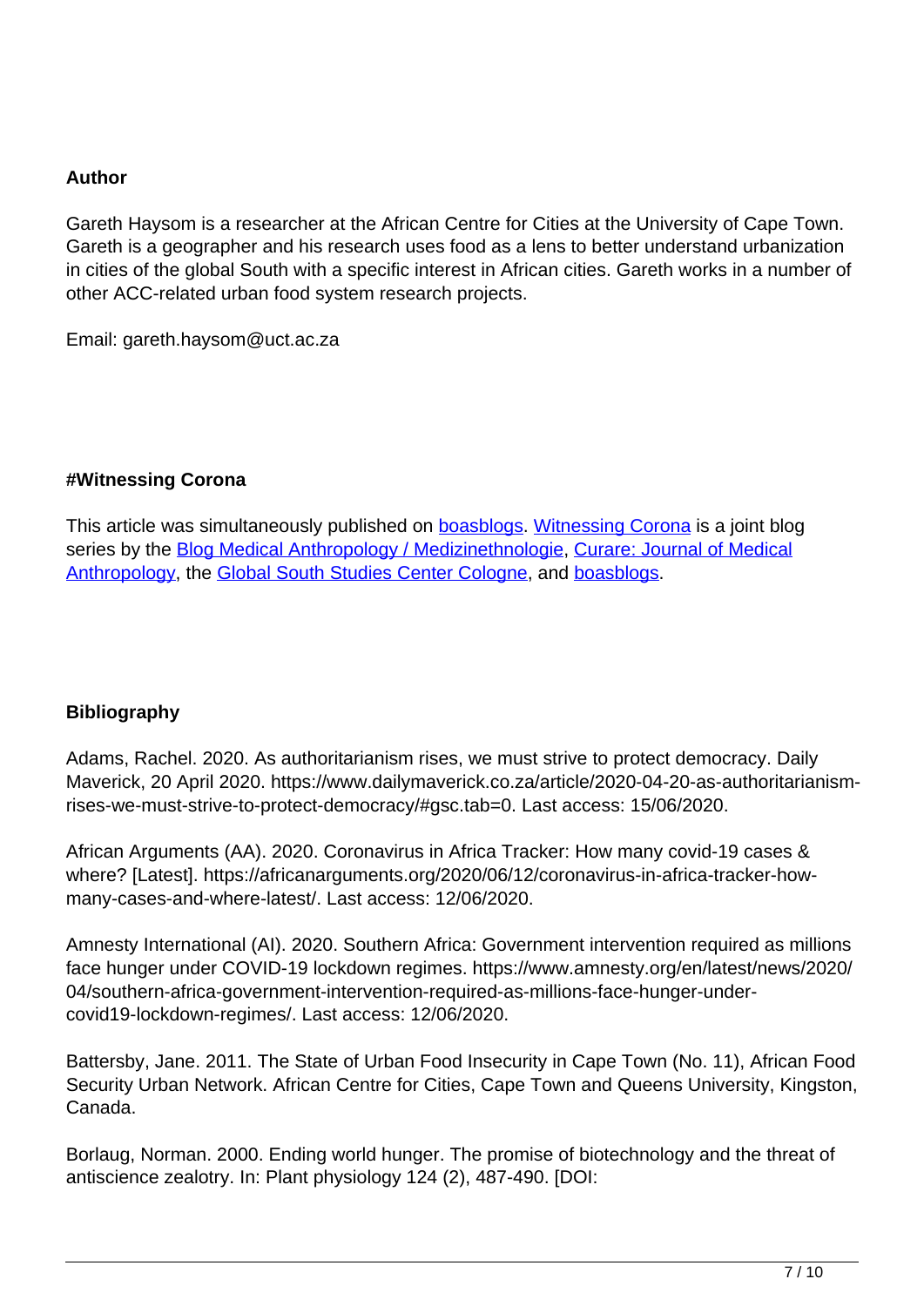**Author**

Gareth Haysom is a researcher at the African Centre for Cities at the University of Cape Town. Gareth is a geographer and his research uses food as a lens to better understand urbanization in cities of the global South with a specific interest in African cities. Gareth works in a number of other ACC-related urban food system research projects.

Email: gareth.haysom@uct.ac.za

**#Witnessing Corona**

This article was simultaneously published on boasblogs. Witnessing Corona is a joint blog series by the Blog Medical Anthropology / Medizinethnologie, Curare: Journal of Medical Anthropology, the Global South Studies Center Cologne, and boasblogs.

**Bibliography**

Adams, Rachel. 2020. As authoritarianism rises, we must strive to protect democracy. Daily Maverick, 20 April 2020. https://www.dailymaverick.co.za/article/2020-04-20-as-authoritarianism-rises-we-must-strive-to-protect-democracy/#gsc.tab=0. Last access: 15/06/2020.

African Arguments (AA). 2020. Coronavirus in Africa Tracker: How many covid-19 cases & where? [Latest]. https://africanarguments.org/2020/06/12/coronavirus-in-africa-tracker-how-many-cases-and-where-latest/. Last access: 12/06/2020.

Amnesty International (AI). 2020. Southern Africa: Government intervention required as millions face hunger under COVID-19 lockdown regimes. https://www.amnesty.org/en/latest/news/2020/04/southern-africa-government-intervention-required-as-millions-face-hunger-under-covid19-lockdown-regimes/. Last access: 12/06/2020.

Battersby, Jane. 2011. The State of Urban Food Insecurity in Cape Town (No. 11), African Food Security Urban Network. African Centre for Cities, Cape Town and Queens University, Kingston, Canada.

Borlaug, Norman. 2000. Ending world hunger. The promise of biotechnology and the threat of antiscience zealotry. In: Plant physiology 124 (2), 487-490. [DOI: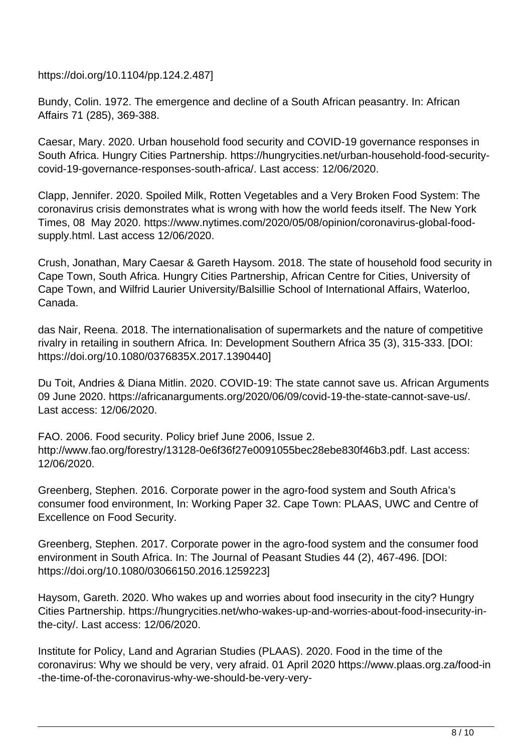https://doi.org/10.1104/pp.124.2.487]

Bundy, Colin. 1972. The emergence and decline of a South African peasantry. In: African Affairs 71 (285), 369-388.

Caesar, Mary. 2020. Urban household food security and COVID-19 governance responses in South Africa. Hungry Cities Partnership. https://hungrycities.net/urban-household-food-security-covid-19-governance-responses-south-africa/. Last access: 12/06/2020.

Clapp, Jennifer. 2020. Spoiled Milk, Rotten Vegetables and a Very Broken Food System: The coronavirus crisis demonstrates what is wrong with how the world feeds itself. The New York Times, 08 May 2020. https://www.nytimes.com/2020/05/08/opinion/coronavirus-global-food-supply.html. Last access 12/06/2020.

Crush, Jonathan, Mary Caesar & Gareth Haysom. 2018. The state of household food security in Cape Town, South Africa. Hungry Cities Partnership, African Centre for Cities, University of Cape Town, and Wilfrid Laurier University/Balsillie School of International Affairs, Waterloo, Canada.

das Nair, Reena. 2018. The internationalisation of supermarkets and the nature of competitive rivalry in retailing in southern Africa. In: Development Southern Africa 35 (3), 315-333. [DOI: https://doi.org/10.1080/0376835X.2017.1390440]

Du Toit, Andries & Diana Mitlin. 2020. COVID-19: The state cannot save us. African Arguments 09 June 2020. https://africanarguments.org/2020/06/09/covid-19-the-state-cannot-save-us/. Last access: 12/06/2020.

FAO. 2006. Food security. Policy brief June 2006, Issue 2. http://www.fao.org/forestry/13128-0e6f36f27e0091055bec28ebe830f46b3.pdf. Last access: 12/06/2020.

Greenberg, Stephen. 2016. Corporate power in the agro-food system and South Africa's consumer food environment, In: Working Paper 32. Cape Town: PLAAS, UWC and Centre of Excellence on Food Security.

Greenberg, Stephen. 2017. Corporate power in the agro-food system and the consumer food environment in South Africa. In: The Journal of Peasant Studies 44 (2), 467-496. [DOI: https://doi.org/10.1080/03066150.2016.1259223]

Haysom, Gareth. 2020. Who wakes up and worries about food insecurity in the city? Hungry Cities Partnership. https://hungrycities.net/who-wakes-up-and-worries-about-food-insecurity-in-the-city/. Last access: 12/06/2020.

Institute for Policy, Land and Agrarian Studies (PLAAS). 2020. Food in the time of the coronavirus: Why we should be very, very afraid. 01 April 2020 https://www.plaas.org.za/food-in-the-time-of-the-coronavirus-why-we-should-be-very-very-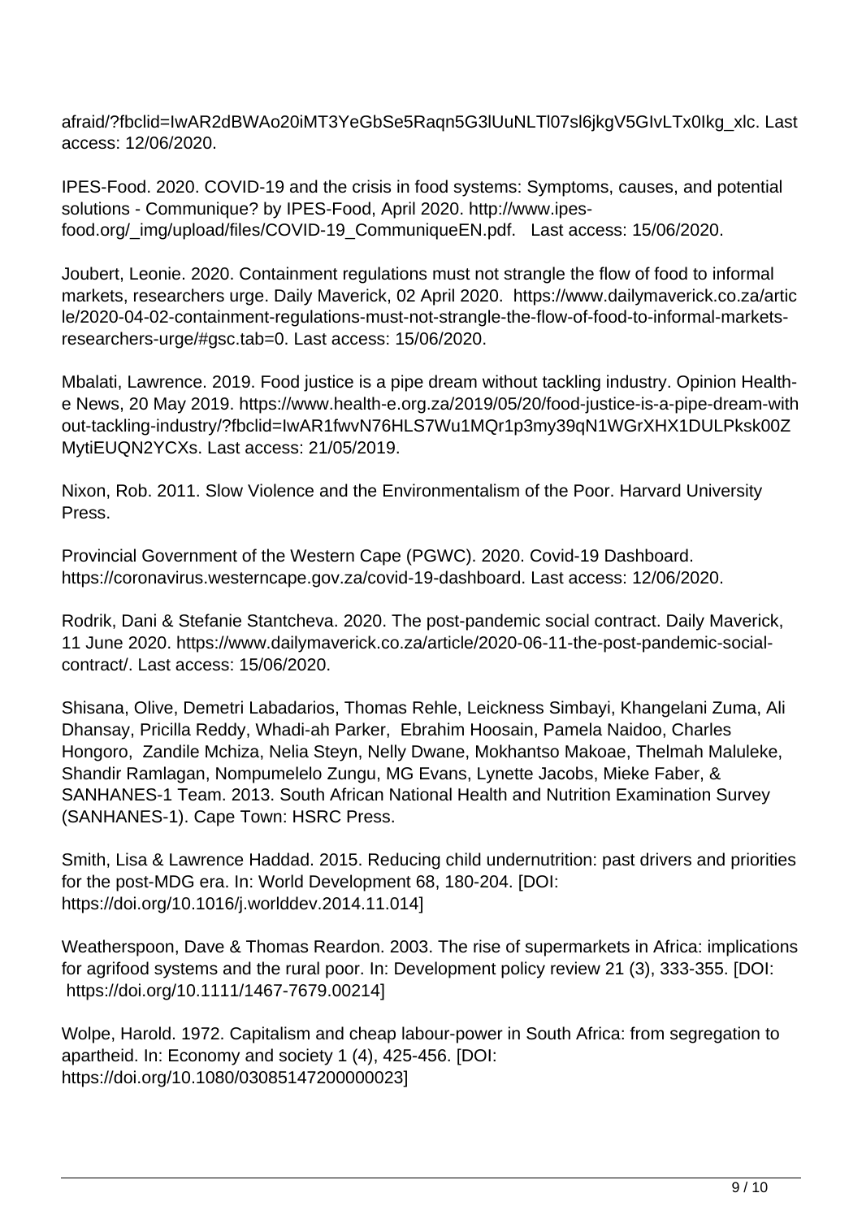afraid/?fbclid=IwAR2dBWAo20iMT3YeGbSe5Raqn5G3lUuNLTl07sl6jkgV5GIvLTx0Ikg_xlc. Last access: 12/06/2020.

IPES-Food. 2020. COVID-19 and the crisis in food systems: Symptoms, causes, and potential solutions - Communique? by IPES-Food, April 2020. http://www.ipes-food.org/_img/upload/files/COVID-19_CommuniqueEN.pdf. Last access: 15/06/2020.

Joubert, Leonie. 2020. Containment regulations must not strangle the flow of food to informal markets, researchers urge. Daily Maverick, 02 April 2020. https://www.dailymaverick.co.za/article/2020-04-02-containment-regulations-must-not-strangle-the-flow-of-food-to-informal-markets-researchers-urge/#gsc.tab=0. Last access: 15/06/2020.

Mbalati, Lawrence. 2019. Food justice is a pipe dream without tackling industry. Opinion Health-e News, 20 May 2019. https://www.health-e.org.za/2019/05/20/food-justice-is-a-pipe-dream-without-tackling-industry/?fbclid=IwAR1fwvN76HLS7Wu1MQr1p3my39qN1WGrXHX1DULPksk00ZMytiEUQN2YCXs. Last access: 21/05/2019.

Nixon, Rob. 2011. Slow Violence and the Environmentalism of the Poor. Harvard University Press.

Provincial Government of the Western Cape (PGWC). 2020. Covid-19 Dashboard. https://coronavirus.westerncape.gov.za/covid-19-dashboard. Last access: 12/06/2020.

Rodrik, Dani & Stefanie Stantcheva. 2020. The post-pandemic social contract. Daily Maverick, 11 June 2020. https://www.dailymaverick.co.za/article/2020-06-11-the-post-pandemic-social-contract/. Last access: 15/06/2020.

Shisana, Olive, Demetri Labadarios, Thomas Rehle, Leickness Simbayi, Khangelani Zuma, Ali Dhansay, Pricilla Reddy, Whadi-ah Parker, Ebrahim Hoosain, Pamela Naidoo, Charles Hongoro, Zandile Mchiza, Nelia Steyn, Nelly Dwane, Mokhantso Makoae, Thelmah Maluleke, Shandir Ramlagan, Nompumelelo Zungu, MG Evans, Lynette Jacobs, Mieke Faber, & SANHANES-1 Team. 2013. South African National Health and Nutrition Examination Survey (SANHANES-1). Cape Town: HSRC Press.

Smith, Lisa & Lawrence Haddad. 2015. Reducing child undernutrition: past drivers and priorities for the post-MDG era. In: World Development 68, 180-204. [DOI: https://doi.org/10.1016/j.worlddev.2014.11.014]

Weatherspoon, Dave & Thomas Reardon. 2003. The rise of supermarkets in Africa: implications for agrifood systems and the rural poor. In: Development policy review 21 (3), 333-355. [DOI: https://doi.org/10.1111/1467-7679.00214]

Wolpe, Harold. 1972. Capitalism and cheap labour-power in South Africa: from segregation to apartheid. In: Economy and society 1 (4), 425-456. [DOI: https://doi.org/10.1080/03085147200000023]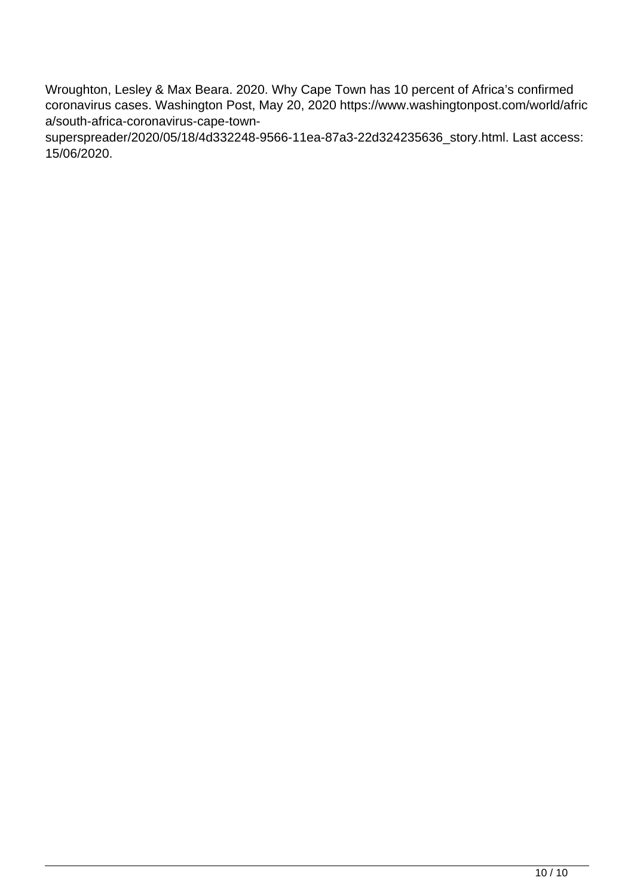Wroughton, Lesley & Max Beara. 2020. Why Cape Town has 10 percent of Africa's confirmed coronavirus cases. Washington Post, May 20, 2020 https://www.washingtonpost.com/world/africa/south-africa-coronavirus-cape-town-superspreader/2020/05/18/4d332248-9566-11ea-87a3-22d324235636_story.html. Last access: 15/06/2020.